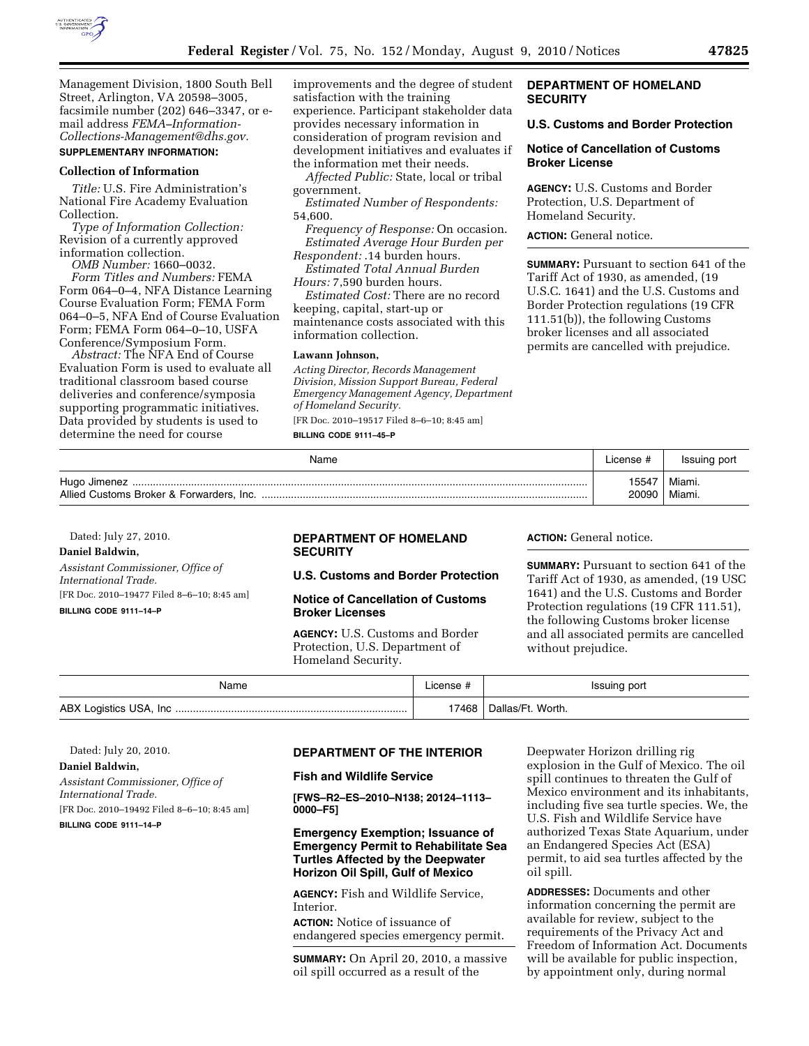Management Division, 1800 South Bell Street, Arlington, VA 20598–3005, facsimile number (202) 646–3347, or e-mail address *FEMA–Information-Collections-Management@dhs.gov.*

**SUPPLEMENTARY INFORMATION:**

**Collection of Information**

*Title:* U.S. Fire Administration's National Fire Academy Evaluation Collection.

*Type of Information Collection:* Revision of a currently approved information collection.

*OMB Number:* 1660–0032.

*Form Titles and Numbers:* FEMA Form 064–0–4, NFA Distance Learning Course Evaluation Form; FEMA Form 064–0–5, NFA End of Course Evaluation Form; FEMA Form 064–0–10, USFA Conference/Symposium Form.

*Abstract:* The NFA End of Course Evaluation Form is used to evaluate all traditional classroom based course deliveries and conference/symposia supporting programmatic initiatives. Data provided by students is used to determine the need for course improvements and the degree of student satisfaction with the training experience. Participant stakeholder data provides necessary information in consideration of program revision and development initiatives and evaluates if the information met their needs.

*Affected Public:* State, local or tribal government.

*Estimated Number of Respondents:* 54,600.

*Frequency of Response:* On occasion.

*Estimated Average Hour Burden per Respondent:* .14 burden hours.

*Estimated Total Annual Burden Hours:* 7,590 burden hours.

*Estimated Cost:* There are no record keeping, capital, start-up or maintenance costs associated with this information collection.

**Lawann Johnson,**

*Acting Director, Records Management Division, Mission Support Bureau, Federal Emergency Management Agency, Department of Homeland Security.*

[FR Doc. 2010–19517 Filed 8–6–10; 8:45 am]

**BILLING CODE 9111–45–P**

## DEPARTMENT OF HOMELAND SECURITY

### U.S. Customs and Border Protection

### Notice of Cancellation of Customs Broker License

**AGENCY:** U.S. Customs and Border Protection, U.S. Department of Homeland Security.

**ACTION:** General notice.

**SUMMARY:** Pursuant to section 641 of the Tariff Act of 1930, as amended, (19 U.S.C. 1641) and the U.S. Customs and Border Protection regulations (19 CFR 111.51(b)), the following Customs broker licenses and all associated permits are cancelled with prejudice.

| Name | License # | Issuing port |
|---|---|---|
| Hugo Jimenez | 15547 | Miami. |
| Allied Customs Broker & Forwarders, Inc. | 20090 | Miami. |

Dated: July 27, 2010.

**Daniel Baldwin,**

*Assistant Commissioner, Office of International Trade.*

[FR Doc. 2010–19477 Filed 8–6–10; 8:45 am]

**BILLING CODE 9111–14–P**

## DEPARTMENT OF HOMELAND SECURITY

### U.S. Customs and Border Protection

### Notice of Cancellation of Customs Broker Licenses

**AGENCY:** U.S. Customs and Border Protection, U.S. Department of Homeland Security.

**ACTION:** General notice.

**SUMMARY:** Pursuant to section 641 of the Tariff Act of 1930, as amended, (19 USC 1641) and the U.S. Customs and Border Protection regulations (19 CFR 111.51), the following Customs broker license and all associated permits are cancelled without prejudice.

| Name | License # | Issuing port |
|---|---|---|
| ABX Logistics USA, Inc | 17468 | Dallas/Ft. Worth. |

Dated: July 20, 2010.

**Daniel Baldwin,**

*Assistant Commissioner, Office of International Trade.*

[FR Doc. 2010–19492 Filed 8–6–10; 8:45 am]

**BILLING CODE 9111–14–P**

## DEPARTMENT OF THE INTERIOR

### Fish and Wildlife Service

**[FWS–R2–ES–2010–N138; 20124–1113–0000–F5]**

### Emergency Exemption; Issuance of Emergency Permit to Rehabilitate Sea Turtles Affected by the Deepwater Horizon Oil Spill, Gulf of Mexico

**AGENCY:** Fish and Wildlife Service, Interior.

**ACTION:** Notice of issuance of endangered species emergency permit.

**SUMMARY:** On April 20, 2010, a massive oil spill occurred as a result of the Deepwater Horizon drilling rig explosion in the Gulf of Mexico. The oil spill continues to threaten the Gulf of Mexico environment and its inhabitants, including five sea turtle species. We, the U.S. Fish and Wildlife Service have authorized Texas State Aquarium, under an Endangered Species Act (ESA) permit, to aid sea turtles affected by the oil spill.

**ADDRESSES:** Documents and other information concerning the permit are available for review, subject to the requirements of the Privacy Act and Freedom of Information Act. Documents will be available for public inspection, by appointment only, during normal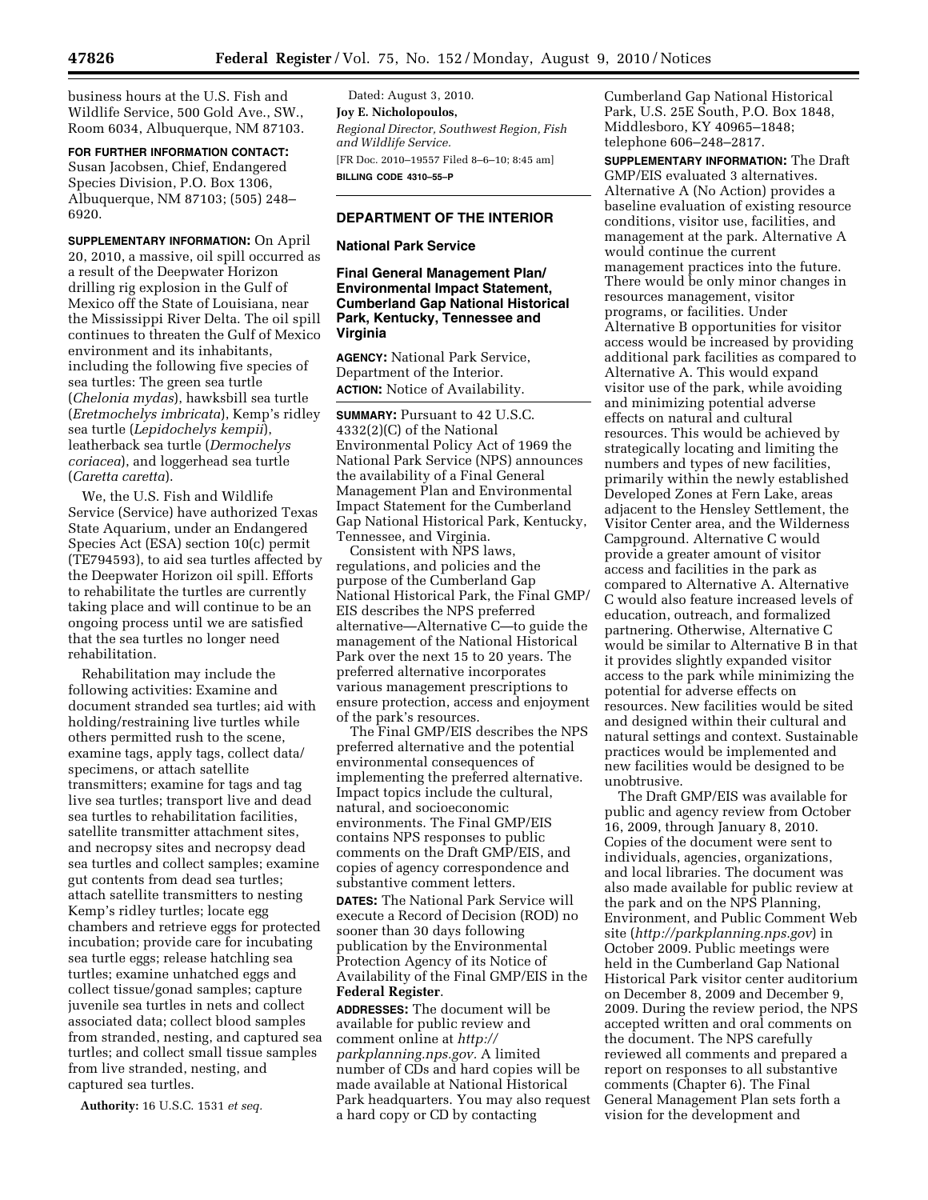business hours at the U.S. Fish and Wildlife Service, 500 Gold Ave., SW., Room 6034, Albuquerque, NM 87103.

**FOR FURTHER INFORMATION CONTACT:** Susan Jacobsen, Chief, Endangered Species Division, P.O. Box 1306, Albuquerque, NM 87103; (505) 248–6920.

**SUPPLEMENTARY INFORMATION:** On April 20, 2010, a massive, oil spill occurred as a result of the Deepwater Horizon drilling rig explosion in the Gulf of Mexico off the State of Louisiana, near the Mississippi River Delta. The oil spill continues to threaten the Gulf of Mexico environment and its inhabitants, including the following five species of sea turtles: The green sea turtle (*Chelonia mydas*), hawksbill sea turtle (*Eretmochelys imbricata*), Kemp's ridley sea turtle (*Lepidochelys kempii*), leatherback sea turtle (*Dermochelys coriacea*), and loggerhead sea turtle (*Caretta caretta*).

We, the U.S. Fish and Wildlife Service (Service) have authorized Texas State Aquarium, under an Endangered Species Act (ESA) section 10(c) permit (TE794593), to aid sea turtles affected by the Deepwater Horizon oil spill. Efforts to rehabilitate the turtles are currently taking place and will continue to be an ongoing process until we are satisfied that the sea turtles no longer need rehabilitation.

Rehabilitation may include the following activities: Examine and document stranded sea turtles; aid with holding/restraining live turtles while others permitted rush to the scene, examine tags, apply tags, collect data/specimens, or attach satellite transmitters; examine for tags and tag live sea turtles; transport live and dead sea turtles to rehabilitation facilities, satellite transmitter attachment sites, and necropsy sites and necropsy dead sea turtles and collect samples; examine gut contents from dead sea turtles; attach satellite transmitters to nesting Kemp's ridley turtles; locate egg chambers and retrieve eggs for protected incubation; provide care for incubating sea turtle eggs; release hatchling sea turtles; examine unhatched eggs and collect tissue/gonad samples; capture juvenile sea turtles in nets and collect associated data; collect blood samples from stranded, nesting, and captured sea turtles; and collect small tissue samples from live stranded, nesting, and captured sea turtles.

**Authority:** 16 U.S.C. 1531 *et seq.*

Dated: August 3, 2010.

**Joy E. Nicholopoulos,**

*Regional Director, Southwest Region, Fish and Wildlife Service.*

[FR Doc. 2010–19557 Filed 8–6–10; 8:45 am]

**BILLING CODE 4310–55–P**

---

## DEPARTMENT OF THE INTERIOR

### National Park Service

### Final General Management Plan/Environmental Impact Statement, Cumberland Gap National Historical Park, Kentucky, Tennessee and Virginia

**AGENCY:** National Park Service, Department of the Interior.

**ACTION:** Notice of Availability.

**SUMMARY:** Pursuant to 42 U.S.C. 4332(2)(C) of the National Environmental Policy Act of 1969 the National Park Service (NPS) announces the availability of a Final General Management Plan and Environmental Impact Statement for the Cumberland Gap National Historical Park, Kentucky, Tennessee, and Virginia.

Consistent with NPS laws, regulations, and policies and the purpose of the Cumberland Gap National Historical Park, the Final GMP/EIS describes the NPS preferred alternative—Alternative C—to guide the management of the National Historical Park over the next 15 to 20 years. The preferred alternative incorporates various management prescriptions to ensure protection, access and enjoyment of the park's resources.

The Final GMP/EIS describes the NPS preferred alternative and the potential environmental consequences of implementing the preferred alternative. Impact topics include the cultural, natural, and socioeconomic environments. The Final GMP/EIS contains NPS responses to public comments on the Draft GMP/EIS, and copies of agency correspondence and substantive comment letters.

**DATES:** The National Park Service will execute a Record of Decision (ROD) no sooner than 30 days following publication by the Environmental Protection Agency of its Notice of Availability of the Final GMP/EIS in the **Federal Register**.

**ADDRESSES:** The document will be available for public review and comment online at *http://parkplanning.nps.gov*. A limited number of CDs and hard copies will be made available at National Historical Park headquarters. You may also request a hard copy or CD by contacting Cumberland Gap National Historical Park, U.S. 25E South, P.O. Box 1848, Middlesboro, KY 40965–1848; telephone 606–248–2817.

**SUPPLEMENTARY INFORMATION:** The Draft GMP/EIS evaluated 3 alternatives. Alternative A (No Action) provides a baseline evaluation of existing resource conditions, visitor use, facilities, and management at the park. Alternative A would continue the current management practices into the future. There would be only minor changes in resources management, visitor programs, or facilities. Under Alternative B opportunities for visitor access would be increased by providing additional park facilities as compared to Alternative A. This would expand visitor use of the park, while avoiding and minimizing potential adverse effects on natural and cultural resources. This would be achieved by strategically locating and limiting the numbers and types of new facilities, primarily within the newly established Developed Zones at Fern Lake, areas adjacent to the Hensley Settlement, the Visitor Center area, and the Wilderness Campground. Alternative C would provide a greater amount of visitor access and facilities in the park as compared to Alternative A. Alternative C would also feature increased levels of education, outreach, and formalized partnering. Otherwise, Alternative C would be similar to Alternative B in that it provides slightly expanded visitor access to the park while minimizing the potential for adverse effects on resources. New facilities would be sited and designed within their cultural and natural settings and context. Sustainable practices would be implemented and new facilities would be designed to be unobtrusive.

The Draft GMP/EIS was available for public and agency review from October 16, 2009, through January 8, 2010. Copies of the document were sent to individuals, agencies, organizations, and local libraries. The document was also made available for public review at the park and on the NPS Planning, Environment, and Public Comment Web site (*http://parkplanning.nps.gov*) in October 2009. Public meetings were held in the Cumberland Gap National Historical Park visitor center auditorium on December 8, 2009 and December 9, 2009. During the review period, the NPS accepted written and oral comments on the document. The NPS carefully reviewed all comments and prepared a report on responses to all substantive comments (Chapter 6). The Final General Management Plan sets forth a vision for the development and